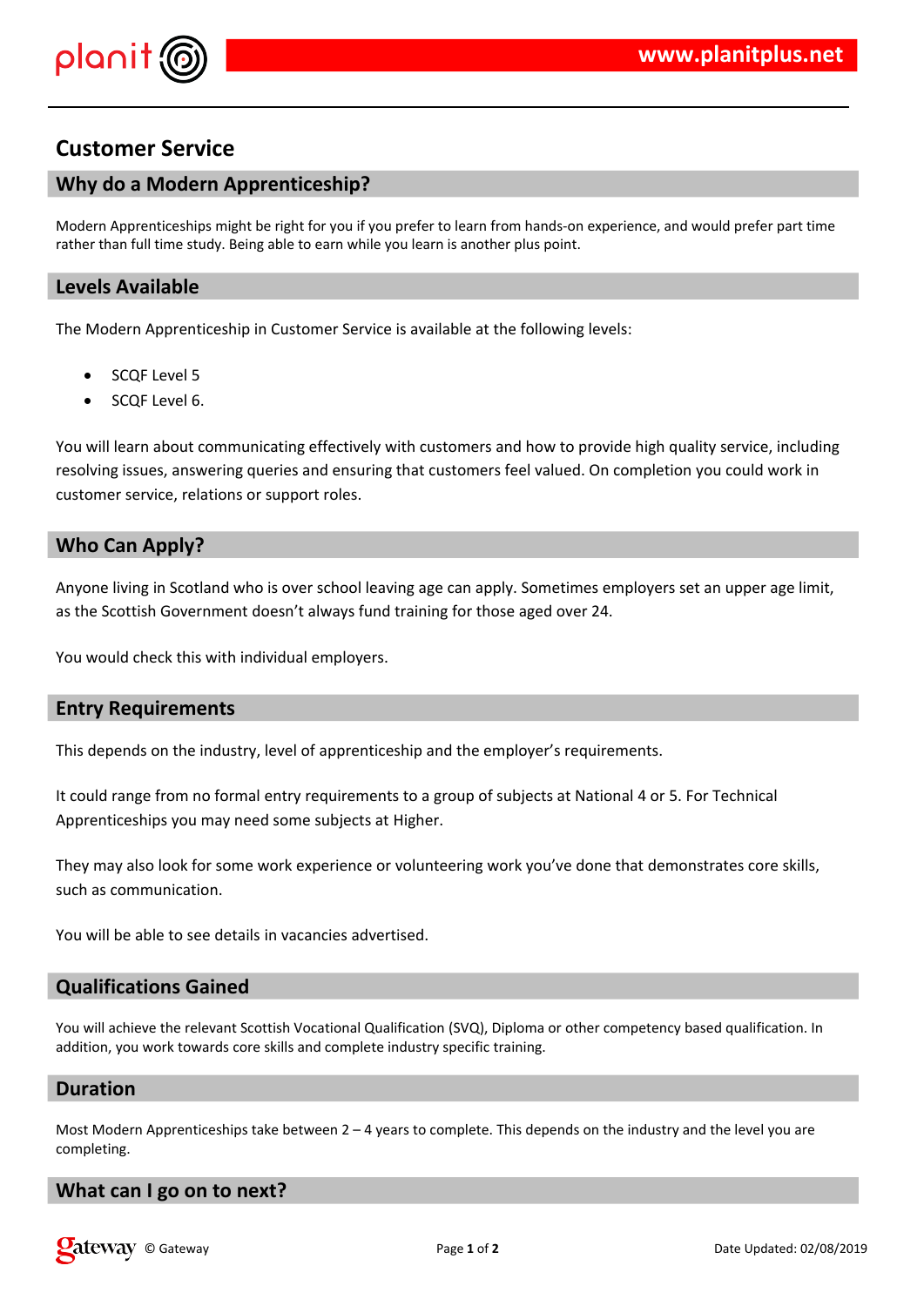# Customer Service

## Why do a Modern Apprenticeship?

Modern Apprenticeships might be right for you if you prefer to learn from hands-on experience, and would prefer part time rather than full time study. Being able to earn while you learn is another plus point.

## Levels Available

The Modern Apprenticeship in Customer Service is available at the following levels:

- SCQF Level 5
- SCQF Level 6.

You will learn about communicating effectively with customers and how to provide high quality service, including resolving issues, answering queries and ensuring that customers feel valued. On completion you could work in customer service, relations or support roles.

## Who Can Apply?

Anyone living in Scotland who is over school leaving age can apply. Sometimes employers set an upper age limit, as the Scottish Government doesn't always fund training for those aged over 24.

You would check this with individual employers.

## Entry Requirements

This depends on the industry, level of apprenticeship and the employer's requirements.

It could range from no formal entry requirements to a group of subjects at National 4 or 5. For Technical Apprenticeships you may need some subjects at Higher.

They may also look for some work experience or volunteering work you've done that demonstrates core skills, such as communication.

You will be able to see details in vacancies advertised.

## Qualifications Gained

You will achieve the relevant Scottish Vocational Qualification (SVQ), Diploma or other competency based qualification. In addition, you work towards core skills and complete industry specific training.

## Duration

Most Modern Apprenticeships take between 2 – 4 years to complete. This depends on the industry and the level you are completing.

## What can I go on to next?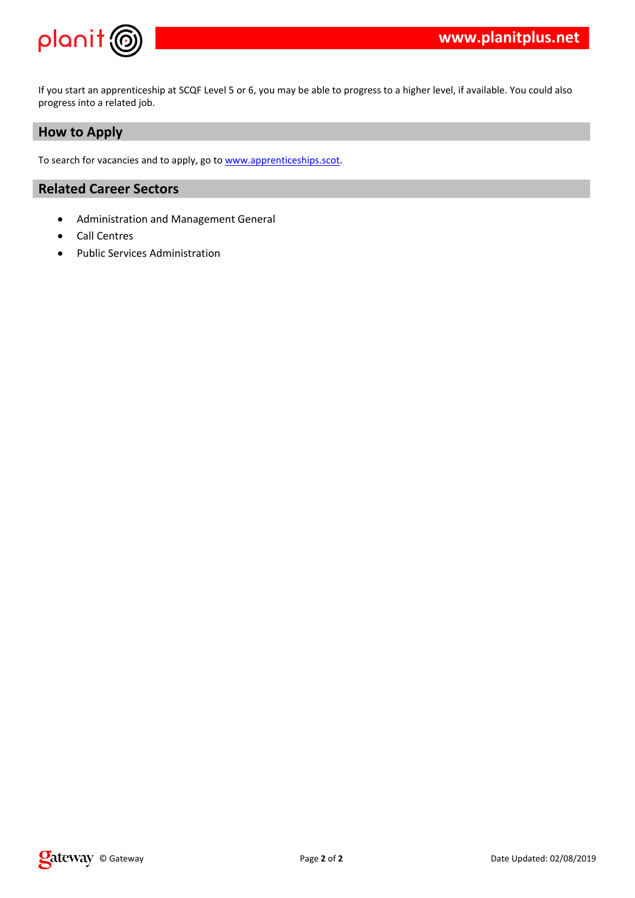If you start an apprenticeship at SCQF Level 5 or 6, you may be able to progress to a higher level, if available. You could also progress into a related job.

## How to Apply

To search for vacancies and to apply, go to www.apprenticeships.scot.

## Related Career Sectors

- Administration and Management General
- Call Centres
- Public Services Administration